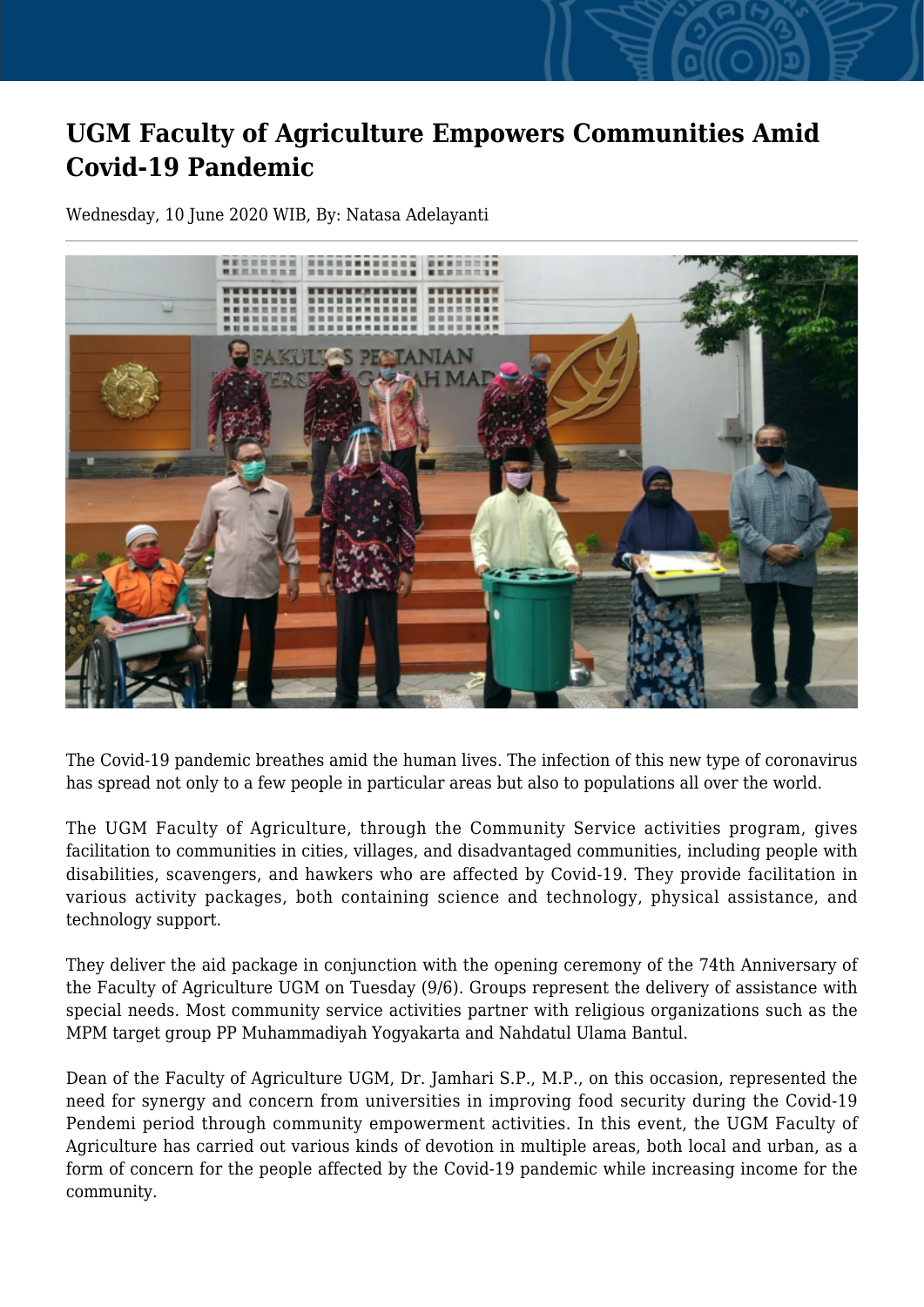# UGM Faculty of Agriculture Empowers Communities Amid Covid-19 Pandemic

Wednesday, 10 June 2020 WIB, By: Natasa Adelayanti

The Covid-19 pandemic breathes amid the human lives. The infection of this new type of coronavirus has spread not only to a few people in particular areas but also to populations all over the world.

The UGM Faculty of Agriculture, through the Community Service activities program, gives facilitation to communities in cities, villages, and disadvantaged communities, including people with disabilities, scavengers, and hawkers who are affected by Covid-19. They provide facilitation in various activity packages, both containing science and technology, physical assistance, and technology support.

They deliver the aid package in conjunction with the opening ceremony of the 74th Anniversary of the Faculty of Agriculture UGM on Tuesday (9/6). Groups represent the delivery of assistance with special needs. Most community service activities partner with religious organizations such as the MPM target group PP Muhammadiyah Yogyakarta and Nahdatul Ulama Bantul.

Dean of the Faculty of Agriculture UGM, Dr. Jamhari S.P., M.P., on this occasion, represented the need for synergy and concern from universities in improving food security during the Covid-19 Pendemi period through community empowerment activities. In this event, the UGM Faculty of Agriculture has carried out various kinds of devotion in multiple areas, both local and urban, as a form of concern for the people affected by the Covid-19 pandemic while increasing income for the community.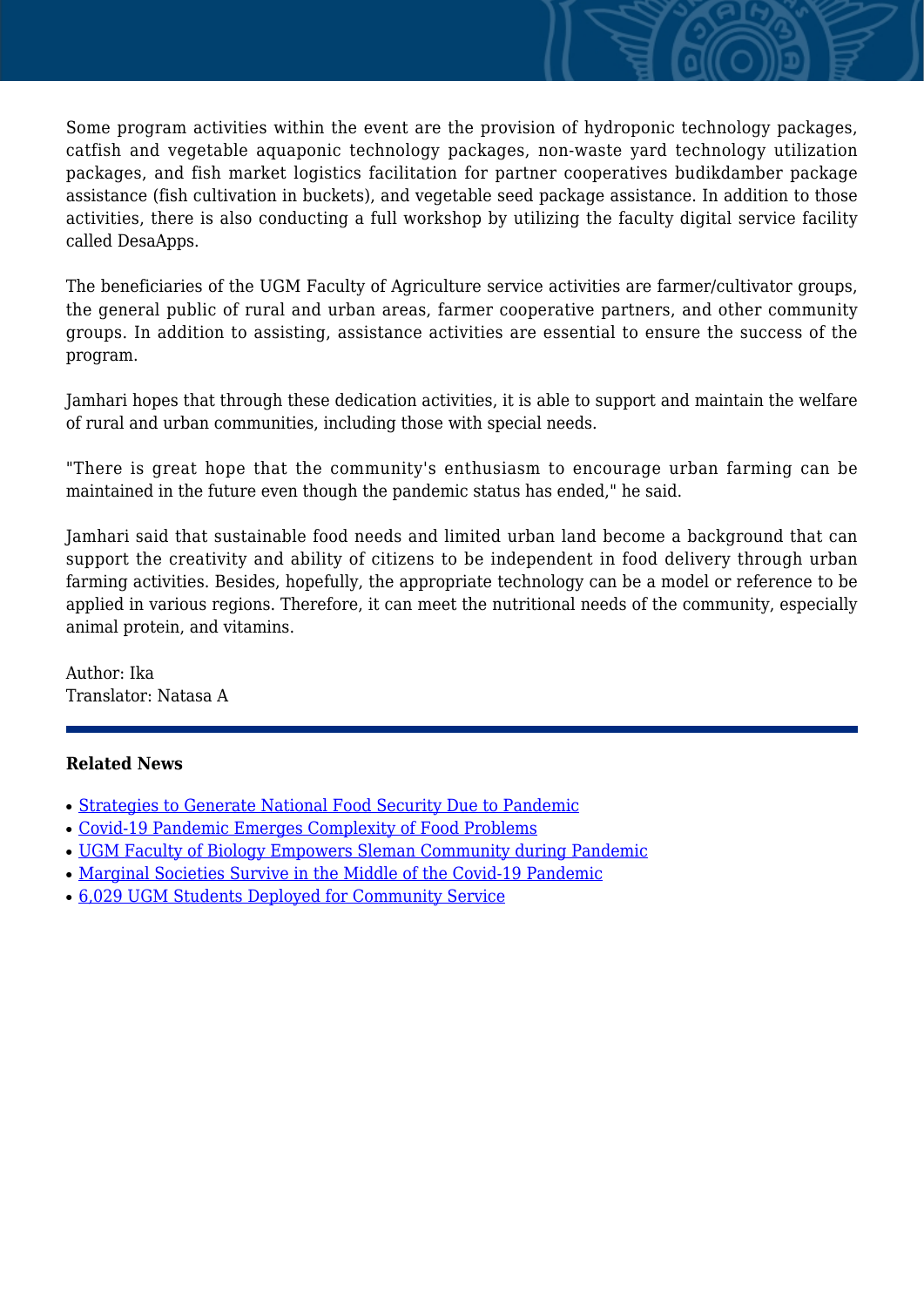Some program activities within the event are the provision of hydroponic technology packages, catfish and vegetable aquaponic technology packages, non-waste yard technology utilization packages, and fish market logistics facilitation for partner cooperatives budikdamber package assistance (fish cultivation in buckets), and vegetable seed package assistance. In addition to those activities, there is also conducting a full workshop by utilizing the faculty digital service facility called DesaApps.

The beneficiaries of the UGM Faculty of Agriculture service activities are farmer/cultivator groups, the general public of rural and urban areas, farmer cooperative partners, and other community groups. In addition to assisting, assistance activities are essential to ensure the success of the program.

Jamhari hopes that through these dedication activities, it is able to support and maintain the welfare of rural and urban communities, including those with special needs.

"There is great hope that the community's enthusiasm to encourage urban farming can be maintained in the future even though the pandemic status has ended," he said.

Jamhari said that sustainable food needs and limited urban land become a background that can support the creativity and ability of citizens to be independent in food delivery through urban farming activities. Besides, hopefully, the appropriate technology can be a model or reference to be applied in various regions. Therefore, it can meet the nutritional needs of the community, especially animal protein, and vitamins.

Author: Ika
Translator: Natasa A

---

**Related News**

- Strategies to Generate National Food Security Due to Pandemic
- Covid-19 Pandemic Emerges Complexity of Food Problems
- UGM Faculty of Biology Empowers Sleman Community during Pandemic
- Marginal Societies Survive in the Middle of the Covid-19 Pandemic
- 6,029 UGM Students Deployed for Community Service